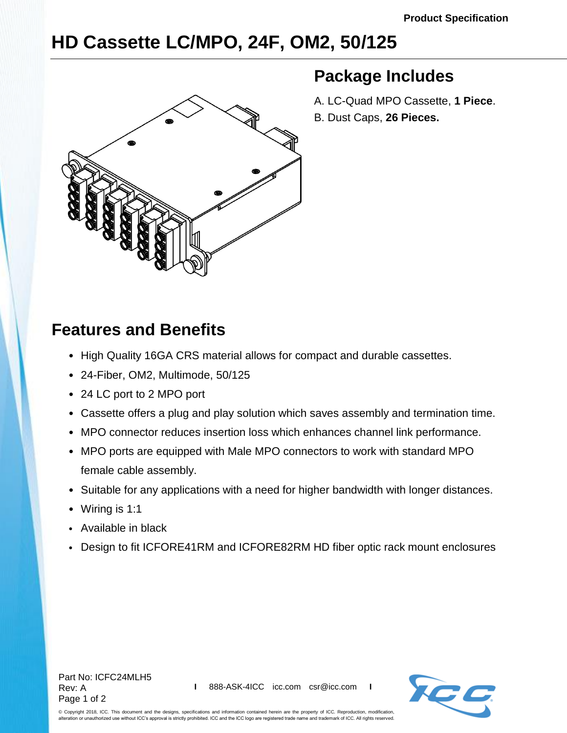Product Specification

# HD Cassette LC/MPO, 24F, OM2, 50/125

## Package Includes

A. LC-Quad MPO Cassette, **1 Piece**.

B. Dust Caps, **26 Pieces.**

## Features and Benefits

- High Quality 16GA CRS material allows for compact and durable cassettes.
- 24-Fiber, OM2, Multimode, 50/125
- 24 LC port to 2 MPO port
- Cassette offers a plug and play solution which saves assembly and termination time.
- MPO connector reduces insertion loss which enhances channel link performance.
- MPO ports are equipped with Male MPO connectors to work with standard MPO female cable assembly.
- Suitable for any applications with a need for higher bandwidth with longer distances.
- Wiring is 1:1
- Available in black
- Design to fit ICFORE41RM and ICFORE82RM HD fiber optic rack mount enclosures

Part No: ICFC24MLH5
Rev: A

888-ASK-4ICC icc.com csr@icc.com

© Copyright 2018, ICC. This document and the designs, specifications and information contained herein are the property of ICC. Reproduction, modification, alteration or unauthorized use without ICC's approval is strictly prohibited. ICC and the ICC logo are registered trade name and trademark of ICC. All rights reserved.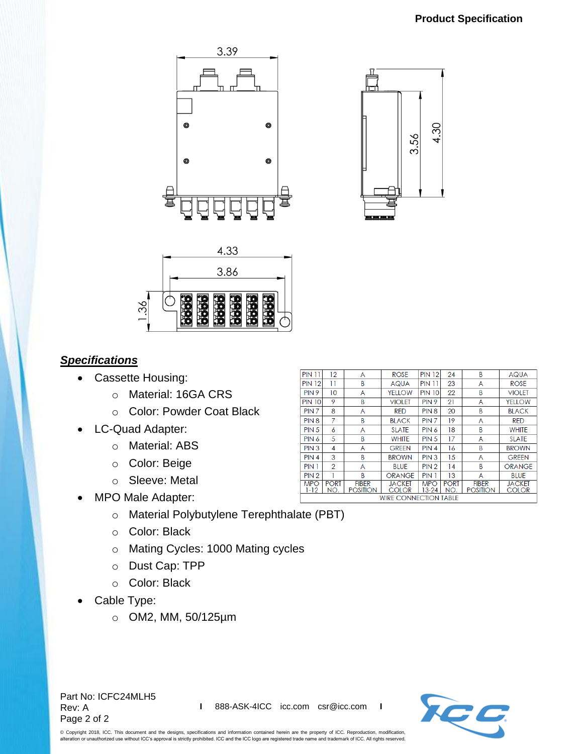3.39

3.56

4.30

4.33

3.86

1.36

## *Specifications*

- Cassette Housing:
  - Material: 16GA CRS
  - Color: Powder Coat Black
- LC-Quad Adapter:
  - Material: ABS
  - Color: Beige
  - Sleeve: Metal
- MPO Male Adapter:
  - Material Polybutylene Terephthalate (PBT)
  - Color: Black
  - Mating Cycles: 1000 Mating cycles
  - Dust Cap: TPP
  - Color: Black
- Cable Type:
  - OM2, MM, 50/125µm

| MPO 1-12 | PORT NO. | FIBER POSITION | JACKET COLOR | MPO 13-24 | PORT NO. | FIBER POSITION | JACKET COLOR |
|---|---|---|---|---|---|---|---|
| PIN 11 | 12 | A | ROSE | PIN 12 | 24 | B | AQUA |
| PIN 12 | 11 | B | AQUA | PIN 11 | 23 | A | ROSE |
| PIN 9 | 10 | A | YELLOW | PIN 10 | 22 | B | VIOLET |
| PIN 10 | 9 | B | VIOLET | PIN 9 | 21 | A | YELLOW |
| PIN 7 | 8 | A | RED | PIN 8 | 20 | B | BLACK |
| PIN 8 | 7 | B | BLACK | PIN 7 | 19 | A | RED |
| PIN 5 | 6 | A | SLATE | PIN 6 | 18 | B | WHITE |
| PIN 6 | 5 | B | WHITE | PIN 5 | 17 | A | SLATE |
| PIN 3 | 4 | A | GREEN | PIN 4 | 16 | B | BROWN |
| PIN 4 | 3 | B | BROWN | PIN 3 | 15 | A | GREEN |
| PIN 1 | 2 | A | BLUE | PIN 2 | 14 | B | ORANGE |
| PIN 2 | 1 | B | ORANGE | PIN 1 | 13 | A | BLUE |

WIRE CONNECTION TABLE

Part No: ICFC24MLH5
Rev: A

888-ASK-4ICC icc.com csr@icc.com

© Copyright 2018, ICC. This document and the designs, specifications and information contained herein are the property of ICC. Reproduction, modification, alteration or unauthorized use without ICC's approval is strictly prohibited. ICC and the ICC logo are registered trade name and trademark of ICC. All rights reserved.